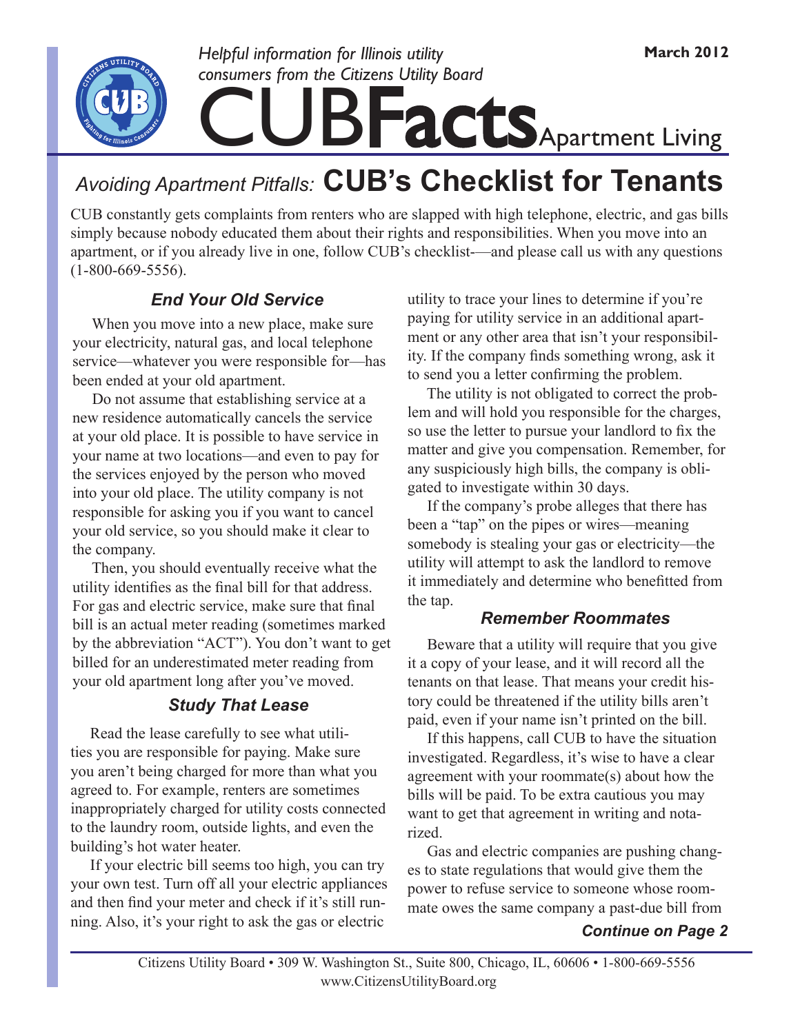Helpful information for Illinois utility consumers from the Citizens Utility Board

March 2012

# CUBFacts Apartment Living

## *Avoiding Apartment Pitfalls:* CUB's Checklist for Tenants

CUB constantly gets complaints from renters who are slapped with high telephone, electric, and gas bills simply because nobody educated them about their rights and responsibilities. When you move into an apartment, or if you already live in one, follow CUB's checklist-—and please call us with any questions (1-800-669-5556).

### *End Your Old Service*

When you move into a new place, make sure your electricity, natural gas, and local telephone service—whatever you were responsible for—has been ended at your old apartment.

Do not assume that establishing service at a new residence automatically cancels the service at your old place. It is possible to have service in your name at two locations—and even to pay for the services enjoyed by the person who moved into your old place. The utility company is not responsible for asking you if you want to cancel your old service, so you should make it clear to the company.

Then, you should eventually receive what the utility identifies as the final bill for that address. For gas and electric service, make sure that final bill is an actual meter reading (sometimes marked by the abbreviation "ACT"). You don't want to get billed for an underestimated meter reading from your old apartment long after you've moved.

### *Study That Lease*

Read the lease carefully to see what utilities you are responsible for paying. Make sure you aren't being charged for more than what you agreed to. For example, renters are sometimes inappropriately charged for utility costs connected to the laundry room, outside lights, and even the building's hot water heater.

If your electric bill seems too high, you can try your own test. Turn off all your electric appliances and then find your meter and check if it's still running. Also, it's your right to ask the gas or electric utility to trace your lines to determine if you're paying for utility service in an additional apartment or any other area that isn't your responsibility. If the company finds something wrong, ask it to send you a letter confirming the problem.

The utility is not obligated to correct the problem and will hold you responsible for the charges, so use the letter to pursue your landlord to fix the matter and give you compensation. Remember, for any suspiciously high bills, the company is obligated to investigate within 30 days.

If the company's probe alleges that there has been a "tap" on the pipes or wires—meaning somebody is stealing your gas or electricity—the utility will attempt to ask the landlord to remove it immediately and determine who benefitted from the tap.

### *Remember Roommates*

Beware that a utility will require that you give it a copy of your lease, and it will record all the tenants on that lease. That means your credit history could be threatened if the utility bills aren't paid, even if your name isn't printed on the bill.

If this happens, call CUB to have the situation investigated. Regardless, it's wise to have a clear agreement with your roommate(s) about how the bills will be paid. To be extra cautious you may want to get that agreement in writing and notarized.

Gas and electric companies are pushing changes to state regulations that would give them the power to refuse service to someone whose roommate owes the same company a past-due bill from

***Continue on Page 2***

Citizens Utility Board • 309 W. Washington St., Suite 800, Chicago, IL, 60606 • 1-800-669-5556
www.CitizensUtilityBoard.org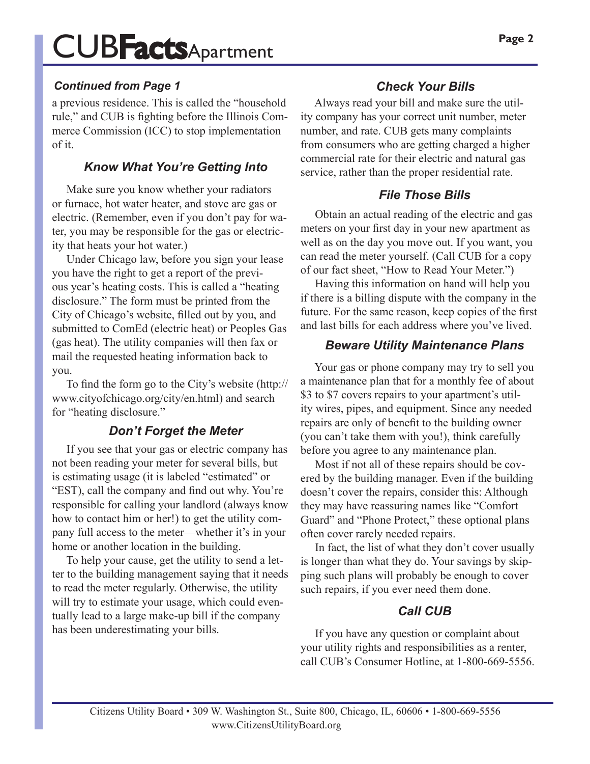*Continued from Page 1*

a previous residence. This is called the "household rule," and CUB is fighting before the Illinois Commerce Commission (ICC) to stop implementation of it.

### *Know What You're Getting Into*

Make sure you know whether your radiators or furnace, hot water heater, and stove are gas or electric. (Remember, even if you don't pay for water, you may be responsible for the gas or electricity that heats your hot water.)

Under Chicago law, before you sign your lease you have the right to get a report of the previous year's heating costs. This is called a "heating disclosure." The form must be printed from the City of Chicago's website, filled out by you, and submitted to ComEd (electric heat) or Peoples Gas (gas heat). The utility companies will then fax or mail the requested heating information back to you.

To find the form go to the City's website (http://www.cityofchicago.org/city/en.html) and search for "heating disclosure."

### *Don't Forget the Meter*

If you see that your gas or electric company has not been reading your meter for several bills, but is estimating usage (it is labeled "estimated" or "EST), call the company and find out why. You're responsible for calling your landlord (always know how to contact him or her!) to get the utility company full access to the meter—whether it's in your home or another location in the building.

To help your cause, get the utility to send a letter to the building management saying that it needs to read the meter regularly. Otherwise, the utility will try to estimate your usage, which could eventually lead to a large make-up bill if the company has been underestimating your bills.

### *Check Your Bills*

Always read your bill and make sure the utility company has your correct unit number, meter number, and rate. CUB gets many complaints from consumers who are getting charged a higher commercial rate for their electric and natural gas service, rather than the proper residential rate.

### *File Those Bills*

Obtain an actual reading of the electric and gas meters on your first day in your new apartment as well as on the day you move out. If you want, you can read the meter yourself. (Call CUB for a copy of our fact sheet, "How to Read Your Meter.")

Having this information on hand will help you if there is a billing dispute with the company in the future. For the same reason, keep copies of the first and last bills for each address where you've lived.

### *Beware Utility Maintenance Plans*

Your gas or phone company may try to sell you a maintenance plan that for a monthly fee of about \$3 to \$7 covers repairs to your apartment's utility wires, pipes, and equipment. Since any needed repairs are only of benefit to the building owner (you can't take them with you!), think carefully before you agree to any maintenance plan.

Most if not all of these repairs should be covered by the building manager. Even if the building doesn't cover the repairs, consider this: Although they may have reassuring names like "Comfort Guard" and "Phone Protect," these optional plans often cover rarely needed repairs.

In fact, the list of what they don't cover usually is longer than what they do. Your savings by skipping such plans will probably be enough to cover such repairs, if you ever need them done.

### *Call CUB*

If you have any question or complaint about your utility rights and responsibilities as a renter, call CUB's Consumer Hotline, at 1-800-669-5556.

Citizens Utility Board • 309 W. Washington St., Suite 800, Chicago, IL, 60606 • 1-800-669-5556
www.CitizensUtilityBoard.org